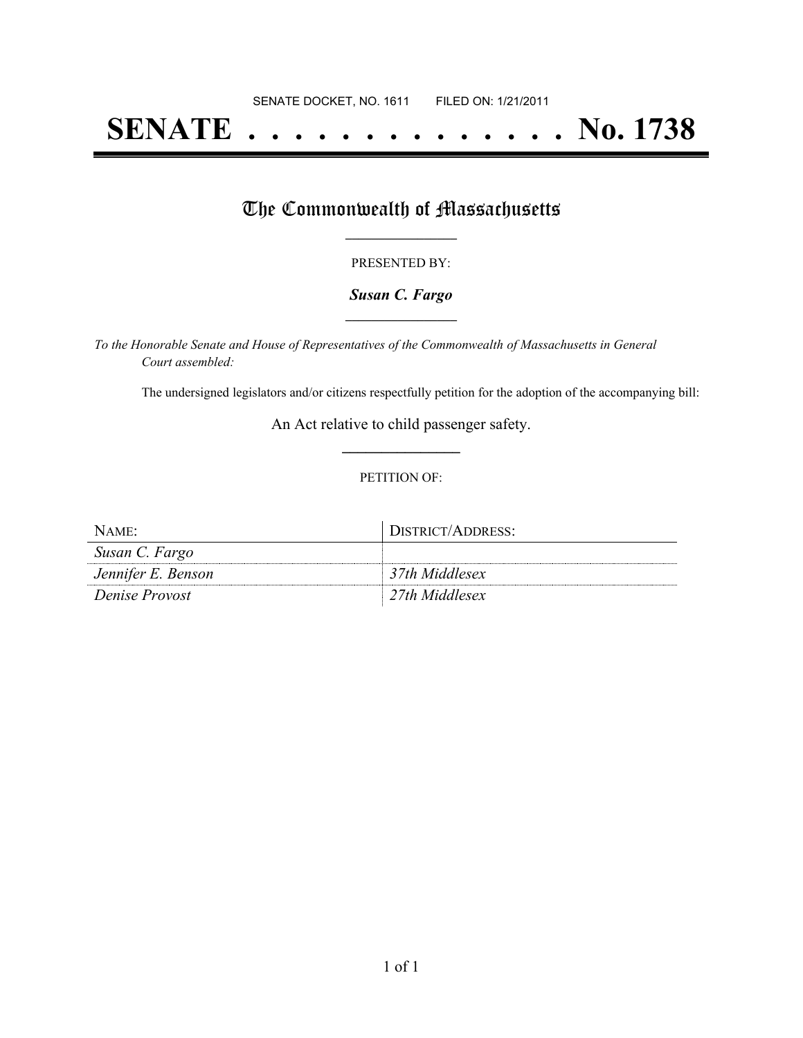SENATE DOCKET, NO. 1611        FILED ON: 1/21/2011

# SENATE . . . . . . . . . . . . . . No. 1738

## The Commonwealth of Massachusetts

PRESENTED BY:

***Susan C. Fargo***

*To the Honorable Senate and House of Representatives of the Commonwealth of Massachusetts in General Court assembled:*

The undersigned legislators and/or citizens respectfully petition for the adoption of the accompanying bill:

An Act relative to child passenger safety.

PETITION OF:

| NAME: | DISTRICT/ADDRESS: |
|---|---|
| *Susan C. Fargo* | |
| *Jennifer E. Benson* | *37th Middlesex* |
| *Denise Provost* | *27th Middlesex* |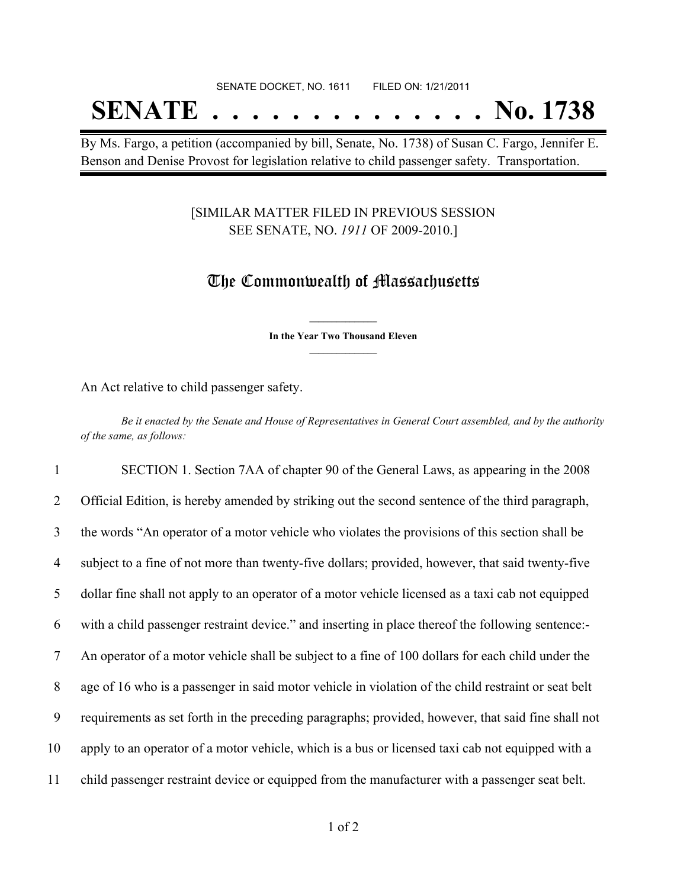SENATE DOCKET, NO. 1611        FILED ON: 1/21/2011

# SENATE . . . . . . . . . . . . . . . No. 1738

By Ms. Fargo, a petition (accompanied by bill, Senate, No. 1738) of Susan C. Fargo, Jennifer E. Benson and Denise Provost for legislation relative to child passenger safety. Transportation.

[SIMILAR MATTER FILED IN PREVIOUS SESSION
SEE SENATE, NO. *1911* OF 2009-2010.]

## The Commonwealth of Massachusetts

**In the Year Two Thousand Eleven**

An Act relative to child passenger safety.

*Be it enacted by the Senate and House of Representatives in General Court assembled, and by the authority of the same, as follows:*

1 SECTION 1. Section 7AA of chapter 90 of the General Laws, as appearing in the 2008
2 Official Edition, is hereby amended by striking out the second sentence of the third paragraph,
3 the words "An operator of a motor vehicle who violates the provisions of this section shall be
4 subject to a fine of not more than twenty-five dollars; provided, however, that said twenty-five
5 dollar fine shall not apply to an operator of a motor vehicle licensed as a taxi cab not equipped
6 with a child passenger restraint device." and inserting in place thereof the following sentence:-
7 An operator of a motor vehicle shall be subject to a fine of 100 dollars for each child under the
8 age of 16 who is a passenger in said motor vehicle in violation of the child restraint or seat belt
9 requirements as set forth in the preceding paragraphs; provided, however, that said fine shall not
10 apply to an operator of a motor vehicle, which is a bus or licensed taxi cab not equipped with a
11 child passenger restraint device or equipped from the manufacturer with a passenger seat belt.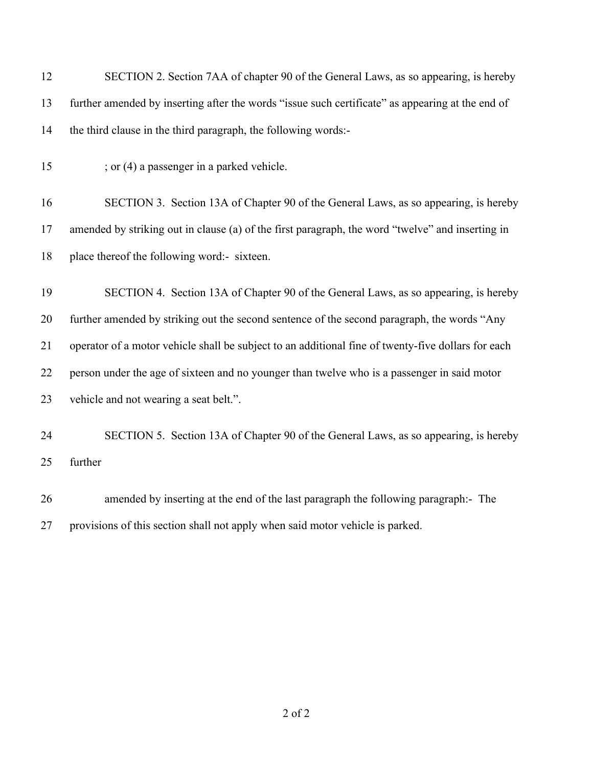SECTION 2. Section 7AA of chapter 90 of the General Laws, as so appearing, is hereby further amended by inserting after the words "issue such certificate" as appearing at the end of the third clause in the third paragraph, the following words:-

; or (4) a passenger in a parked vehicle.

SECTION 3. Section 13A of Chapter 90 of the General Laws, as so appearing, is hereby amended by striking out in clause (a) of the first paragraph, the word "twelve" and inserting in place thereof the following word:- sixteen.

SECTION 4. Section 13A of Chapter 90 of the General Laws, as so appearing, is hereby further amended by striking out the second sentence of the second paragraph, the words "Any operator of a motor vehicle shall be subject to an additional fine of twenty-five dollars for each person under the age of sixteen and no younger than twelve who is a passenger in said motor vehicle and not wearing a seat belt.".

SECTION 5. Section 13A of Chapter 90 of the General Laws, as so appearing, is hereby further

amended by inserting at the end of the last paragraph the following paragraph:- The provisions of this section shall not apply when said motor vehicle is parked.